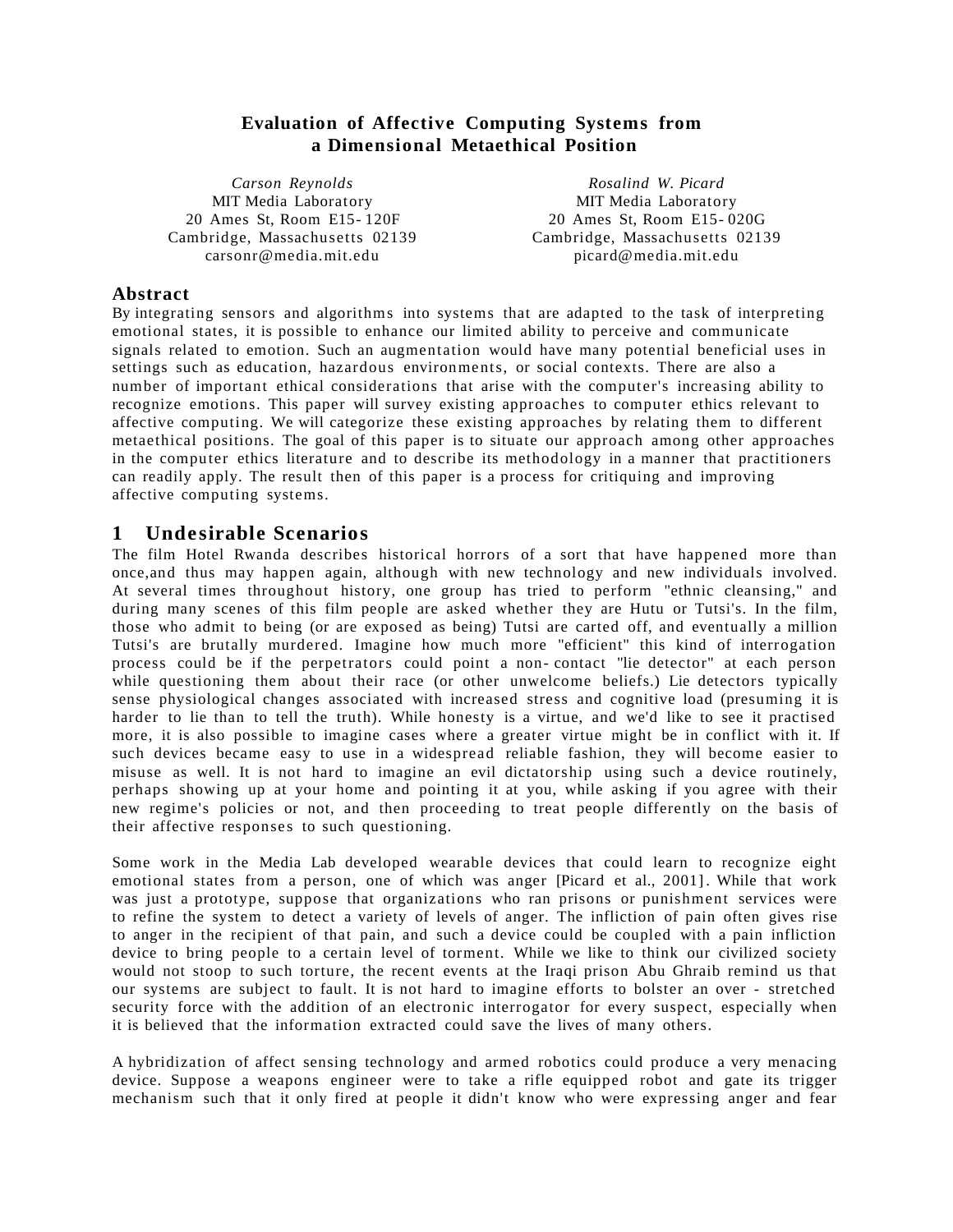# Evaluation of Affective Computing Systems from a Dimensional Metaethical Position

*Carson Reynolds*
MIT Media Laboratory
20 Ames St, Room E15- 120F
Cambridge, Massachusetts 02139
carsonr@media.mit.edu

*Rosalind W. Picard*
MIT Media Laboratory
20 Ames St, Room E15- 020G
Cambridge, Massachusetts 02139
picard@media.mit.edu

## Abstract

By integrating sensors and algorithms into systems that are adapted to the task of interpreting emotional states, it is possible to enhance our limited ability to perceive and communicate signals related to emotion. Such an augmentation would have many potential beneficial uses in settings such as education, hazardous environments, or social contexts. There are also a number of important ethical considerations that arise with the computer's increasing ability to recognize emotions. This paper will survey existing approaches to computer ethics relevant to affective computing. We will categorize these existing approaches by relating them to different metaethical positions. The goal of this paper is to situate our approach among other approaches in the computer ethics literature and to describe its methodology in a manner that practitioners can readily apply. The result then of this paper is a process for critiquing and improving affective computing systems.

## 1 Undesirable Scenarios

The film Hotel Rwanda describes historical horrors of a sort that have happened more than once,and thus may happen again, although with new technology and new individuals involved. At several times throughout history, one group has tried to perform "ethnic cleansing," and during many scenes of this film people are asked whether they are Hutu or Tutsi's. In the film, those who admit to being (or are exposed as being) Tutsi are carted off, and eventually a million Tutsi's are brutally murdered. Imagine how much more "efficient" this kind of interrogation process could be if the perpetrators could point a non- contact "lie detector" at each person while questioning them about their race (or other unwelcome beliefs.) Lie detectors typically sense physiological changes associated with increased stress and cognitive load (presuming it is harder to lie than to tell the truth). While honesty is a virtue, and we'd like to see it practised more, it is also possible to imagine cases where a greater virtue might be in conflict with it. If such devices became easy to use in a widespread reliable fashion, they will become easier to misuse as well. It is not hard to imagine an evil dictatorship using such a device routinely, perhaps showing up at your home and pointing it at you, while asking if you agree with their new regime's policies or not, and then proceeding to treat people differently on the basis of their affective responses to such questioning.

Some work in the Media Lab developed wearable devices that could learn to recognize eight emotional states from a person, one of which was anger [Picard et al., 2001]. While that work was just a prototype, suppose that organizations who ran prisons or punishment services were to refine the system to detect a variety of levels of anger. The infliction of pain often gives rise to anger in the recipient of that pain, and such a device could be coupled with a pain infliction device to bring people to a certain level of torment. While we like to think our civilized society would not stoop to such torture, the recent events at the Iraqi prison Abu Ghraib remind us that our systems are subject to fault. It is not hard to imagine efforts to bolster an over - stretched security force with the addition of an electronic interrogator for every suspect, especially when it is believed that the information extracted could save the lives of many others.

A hybridization of affect sensing technology and armed robotics could produce a very menacing device. Suppose a weapons engineer were to take a rifle equipped robot and gate its trigger mechanism such that it only fired at people it didn't know who were expressing anger and fear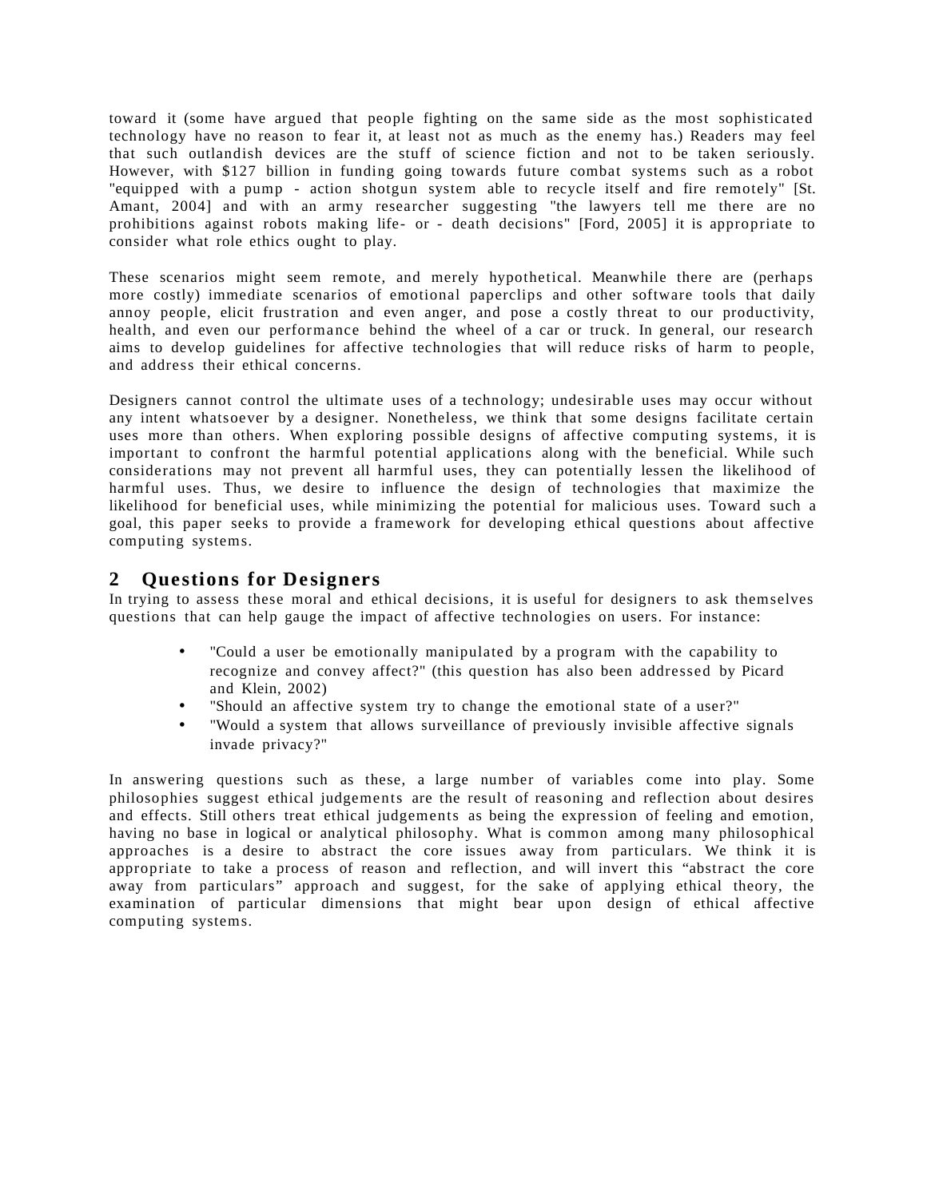toward it (some have argued that people fighting on the same side as the most sophisticated technology have no reason to fear it, at least not as much as the enemy has.) Readers may feel that such outlandish devices are the stuff of science fiction and not to be taken seriously. However, with $127 billion in funding going towards future combat systems such as a robot "equipped with a pump - action shotgun system able to recycle itself and fire remotely" [St. Amant, 2004] and with an army researcher suggesting "the lawyers tell me there are no prohibitions against robots making life- or - death decisions" [Ford, 2005] it is appropriate to consider what role ethics ought to play.

These scenarios might seem remote, and merely hypothetical. Meanwhile there are (perhaps more costly) immediate scenarios of emotional paperclips and other software tools that daily annoy people, elicit frustration and even anger, and pose a costly threat to our productivity, health, and even our performance behind the wheel of a car or truck. In general, our research aims to develop guidelines for affective technologies that will reduce risks of harm to people, and address their ethical concerns.

Designers cannot control the ultimate uses of a technology; undesirable uses may occur without any intent whatsoever by a designer. Nonetheless, we think that some designs facilitate certain uses more than others. When exploring possible designs of affective computing systems, it is important to confront the harmful potential applications along with the beneficial. While such considerations may not prevent all harmful uses, they can potentially lessen the likelihood of harmful uses. Thus, we desire to influence the design of technologies that maximize the likelihood for beneficial uses, while minimizing the potential for malicious uses. Toward such a goal, this paper seeks to provide a framework for developing ethical questions about affective computing systems.

## 2 Questions for Designers

In trying to assess these moral and ethical decisions, it is useful for designers to ask themselves questions that can help gauge the impact of affective technologies on users. For instance:

- "Could a user be emotionally manipulated by a program with the capability to recognize and convey affect?" (this question has also been addressed by Picard and Klein, 2002)
- "Should an affective system try to change the emotional state of a user?"
- "Would a system that allows surveillance of previously invisible affective signals invade privacy?"

In answering questions such as these, a large number of variables come into play. Some philosophies suggest ethical judgements are the result of reasoning and reflection about desires and effects. Still others treat ethical judgements as being the expression of feeling and emotion, having no base in logical or analytical philosophy. What is common among many philosophical approaches is a desire to abstract the core issues away from particulars. We think it is appropriate to take a process of reason and reflection, and will invert this “abstract the core away from particulars” approach and suggest, for the sake of applying ethical theory, the examination of particular dimensions that might bear upon design of ethical affective computing systems.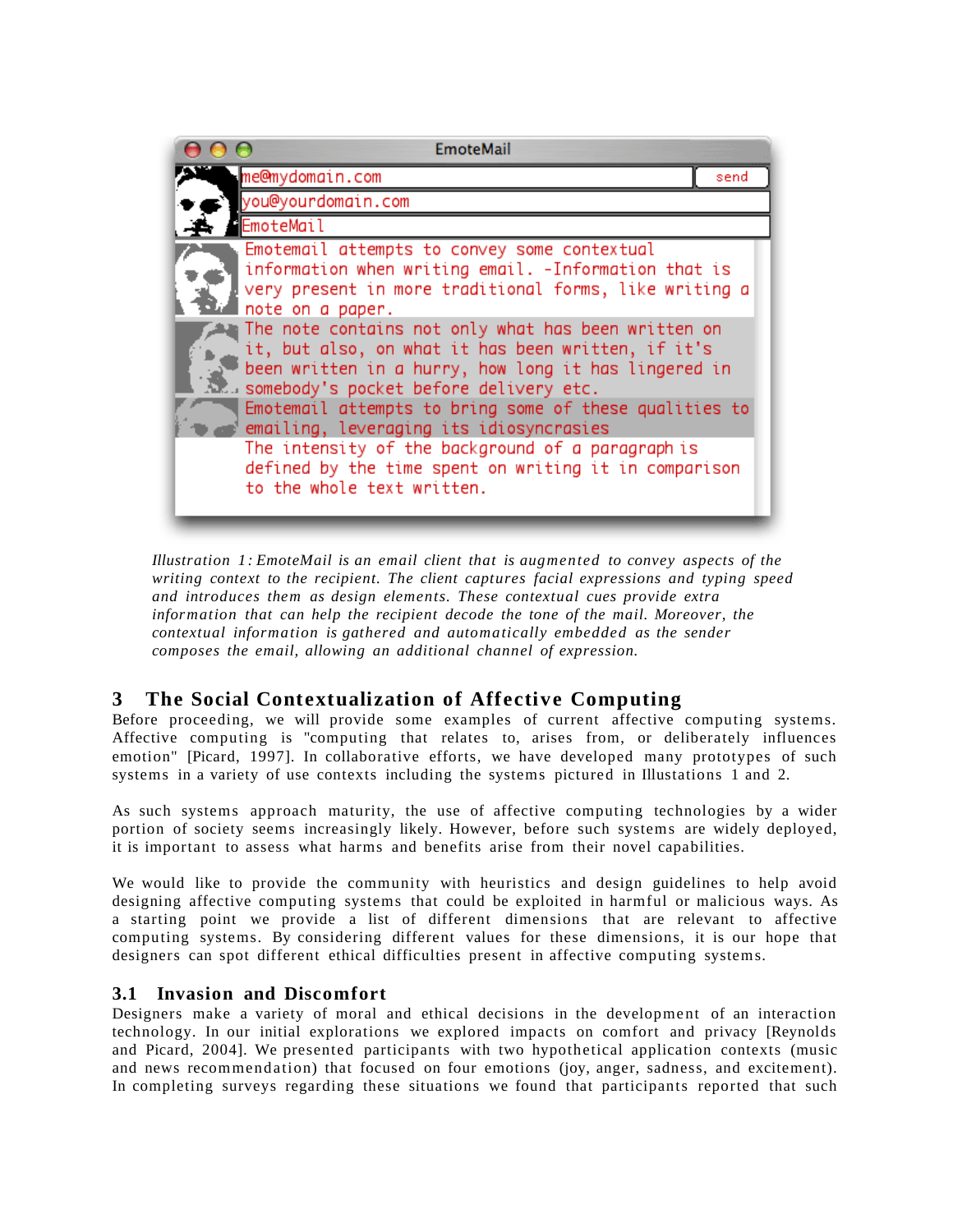*Illustration 1: EmoteMail is an email client that is augmented to convey aspects of the writing context to the recipient. The client captures facial expressions and typing speed and introduces them as design elements. These contextual cues provide extra information that can help the recipient decode the tone of the mail. Moreover, the contextual information is gathered and automatically embedded as the sender composes the email, allowing an additional channel of expression.*

## 3 The Social Contextualization of Affective Computing

Before proceeding, we will provide some examples of current affective computing systems. Affective computing is "computing that relates to, arises from, or deliberately influences emotion" [Picard, 1997]. In collaborative efforts, we have developed many prototypes of such systems in a variety of use contexts including the systems pictured in Illustrations 1 and 2.

As such systems approach maturity, the use of affective computing technologies by a wider portion of society seems increasingly likely. However, before such systems are widely deployed, it is important to assess what harms and benefits arise from their novel capabilities.

We would like to provide the community with heuristics and design guidelines to help avoid designing affective computing systems that could be exploited in harmful or malicious ways. As a starting point we provide a list of different dimensions that are relevant to affective computing systems. By considering different values for these dimensions, it is our hope that designers can spot different ethical difficulties present in affective computing systems.

### 3.1 Invasion and Discomfort

Designers make a variety of moral and ethical decisions in the development of an interaction technology. In our initial explorations we explored impacts on comfort and privacy [Reynolds and Picard, 2004]. We presented participants with two hypothetical application contexts (music and news recommendation) that focused on four emotions (joy, anger, sadness, and excitement). In completing surveys regarding these situations we found that participants reported that such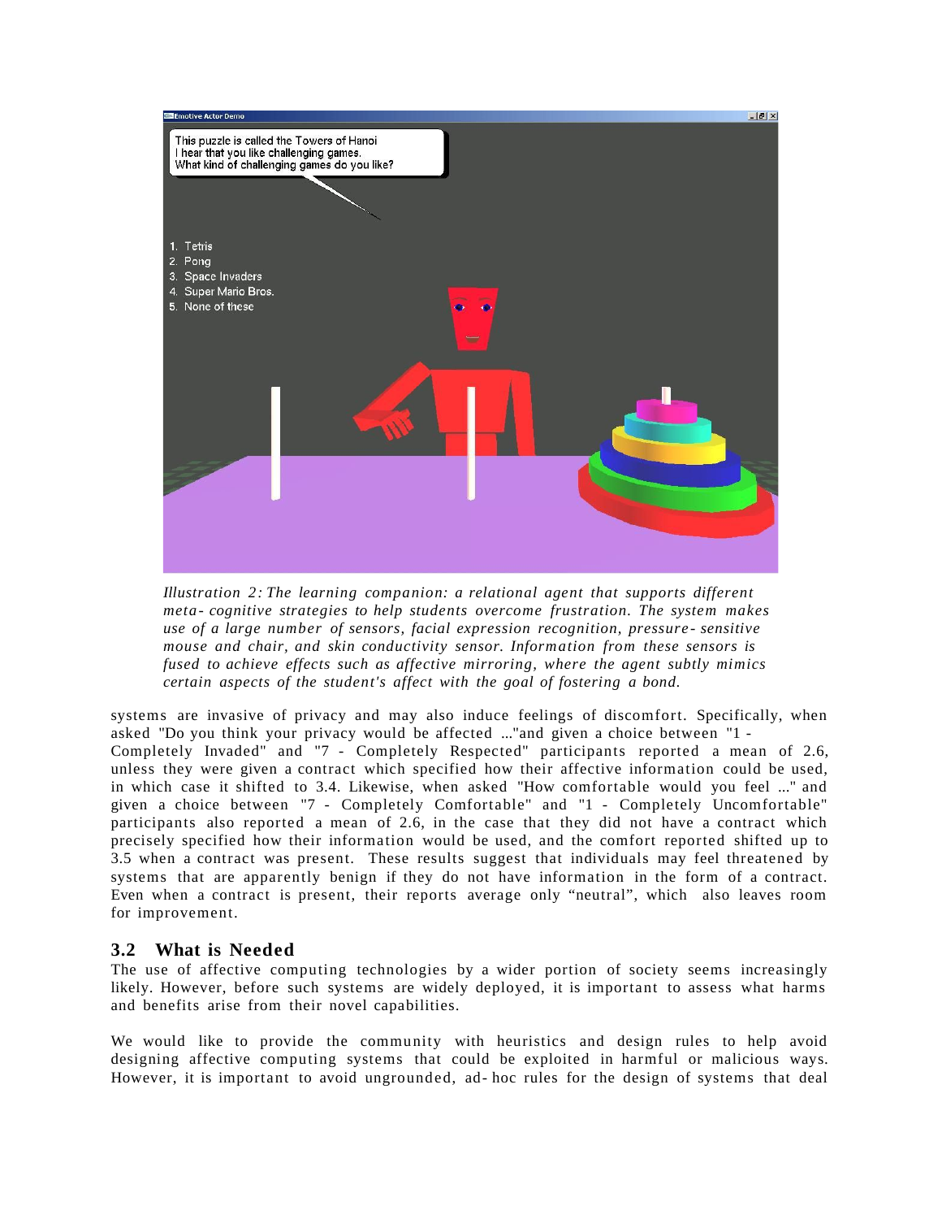*Illustration 2: The learning companion: a relational agent that supports different meta-cognitive strategies to help students overcome frustration. The system makes use of a large number of sensors, facial expression recognition, pressure-sensitive mouse and chair, and skin conductivity sensor. Information from these sensors is fused to achieve effects such as affective mirroring, where the agent subtly mimics certain aspects of the student's affect with the goal of fostering a bond.*

systems are invasive of privacy and may also induce feelings of discomfort. Specifically, when asked "Do you think your privacy would be affected ..."and given a choice between "1 - Completely Invaded" and "7 - Completely Respected" participants reported a mean of 2.6, unless they were given a contract which specified how their affective information could be used, in which case it shifted to 3.4. Likewise, when asked "How comfortable would you feel ..." and given a choice between "7 - Completely Comfortable" and "1 - Completely Uncomfortable" participants also reported a mean of 2.6, in the case that they did not have a contract which precisely specified how their information would be used, and the comfort reported shifted up to 3.5 when a contract was present. These results suggest that individuals may feel threatened by systems that are apparently benign if they do not have information in the form of a contract. Even when a contract is present, their reports average only "neutral", which also leaves room for improvement.

## 3.2 What is Needed

The use of affective computing technologies by a wider portion of society seems increasingly likely. However, before such systems are widely deployed, it is important to assess what harms and benefits arise from their novel capabilities.

We would like to provide the community with heuristics and design rules to help avoid designing affective computing systems that could be exploited in harmful or malicious ways. However, it is important to avoid ungrounded, ad-hoc rules for the design of systems that deal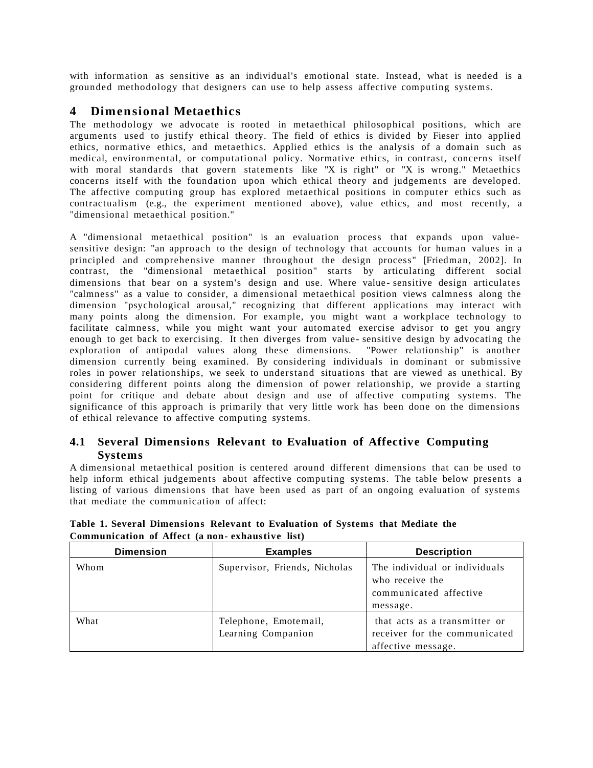with information as sensitive as an individual's emotional state. Instead, what is needed is a grounded methodology that designers can use to help assess affective computing systems.

# 4 Dimensional Metaethics

The methodology we advocate is rooted in metaethical philosophical positions, which are arguments used to justify ethical theory. The field of ethics is divided by Fieser into applied ethics, normative ethics, and metaethics. Applied ethics is the analysis of a domain such as medical, environmental, or computational policy. Normative ethics, in contrast, concerns itself with moral standards that govern statements like "X is right" or "X is wrong." Metaethics concerns itself with the foundation upon which ethical theory and judgements are developed. The affective computing group has explored metaethical positions in computer ethics such as contractualism (e.g., the experiment mentioned above), value ethics, and most recently, a "dimensional metaethical position."

A "dimensional metaethical position" is an evaluation process that expands upon value-sensitive design: "an approach to the design of technology that accounts for human values in a principled and comprehensive manner throughout the design process" [Friedman, 2002]. In contrast, the "dimensional metaethical position" starts by articulating different social dimensions that bear on a system's design and use. Where value-sensitive design articulates "calmness" as a value to consider, a dimensional metaethical position views calmness along the dimension "psychological arousal," recognizing that different applications may interact with many points along the dimension. For example, you might want a workplace technology to facilitate calmness, while you might want your automated exercise advisor to get you angry enough to get back to exercising. It then diverges from value-sensitive design by advocating the exploration of antipodal values along these dimensions. "Power relationship" is another dimension currently being examined. By considering individuals in dominant or submissive roles in power relationships, we seek to understand situations that are viewed as unethical. By considering different points along the dimension of power relationship, we provide a starting point for critique and debate about design and use of affective computing systems. The significance of this approach is primarily that very little work has been done on the dimensions of ethical relevance to affective computing systems.

## 4.1 Several Dimensions Relevant to Evaluation of Affective Computing Systems

A dimensional metaethical position is centered around different dimensions that can be used to help inform ethical judgements about affective computing systems. The table below presents a listing of various dimensions that have been used as part of an ongoing evaluation of systems that mediate the communication of affect:

**Table 1. Several Dimensions Relevant to Evaluation of Systems that Mediate the Communication of Affect (a non-exhaustive list)**

| Dimension | Examples | Description |
| --- | --- | --- |
| Whom | Supervisor, Friends, Nicholas | The individual or individuals who receive the communicated affective message. |
| What | Telephone, Emotemail, Learning Companion | that acts as a transmitter or receiver for the communicated affective message. |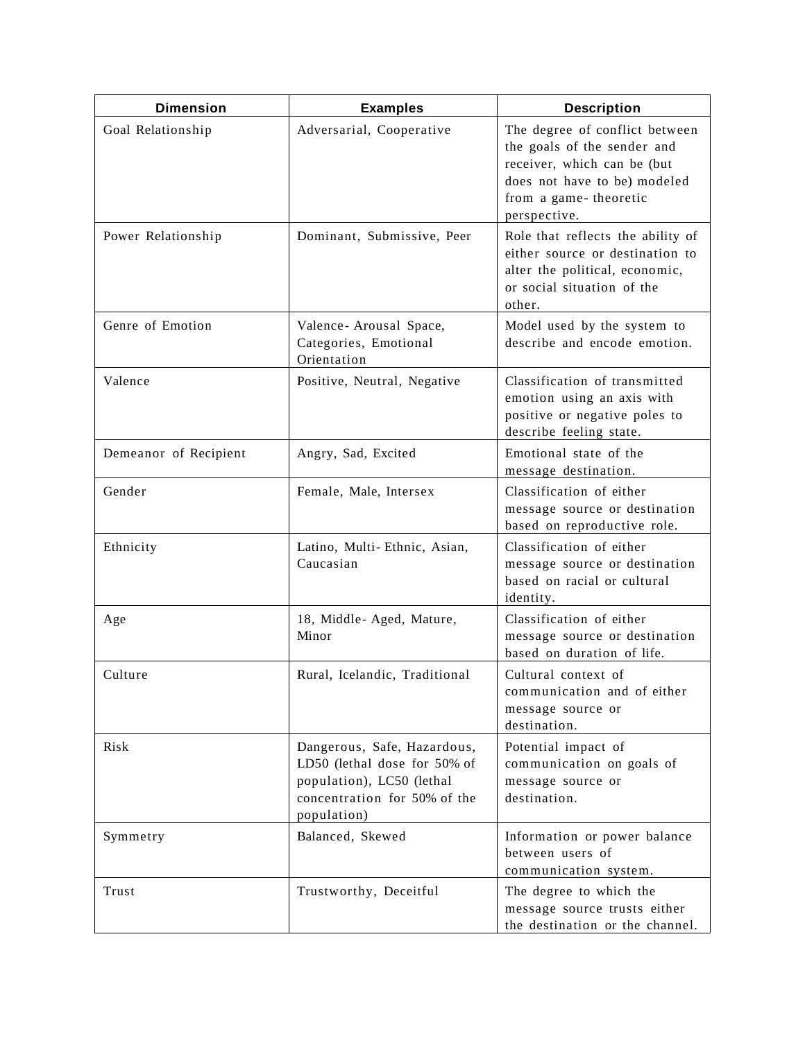| Dimension | Examples | Description |
| --- | --- | --- |
| Goal Relationship | Adversarial, Cooperative | The degree of conflict between the goals of the sender and receiver, which can be (but does not have to be) modeled from a game- theoretic perspective. |
| Power Relationship | Dominant, Submissive, Peer | Role that reflects the ability of either source or destination to alter the political, economic, or social situation of the other. |
| Genre of Emotion | Valence- Arousal Space, Categories, Emotional Orientation | Model used by the system to describe and encode emotion. |
| Valence | Positive, Neutral, Negative | Classification of transmitted emotion using an axis with positive or negative poles to describe feeling state. |
| Demeanor of Recipient | Angry, Sad, Excited | Emotional state of the message destination. |
| Gender | Female, Male, Intersex | Classification of either message source or destination based on reproductive role. |
| Ethnicity | Latino, Multi- Ethnic, Asian, Caucasian | Classification of either message source or destination based on racial or cultural identity. |
| Age | 18, Middle- Aged, Mature, Minor | Classification of either message source or destination based on duration of life. |
| Culture | Rural, Icelandic, Traditional | Cultural context of communication and of either message source or destination. |
| Risk | Dangerous, Safe, Hazardous, LD50 (lethal dose for 50% of population), LC50 (lethal concentration for 50% of the population) | Potential impact of communication on goals of message source or destination. |
| Symmetry | Balanced, Skewed | Information or power balance between users of communication system. |
| Trust | Trustworthy, Deceitful | The degree to which the message source trusts either the destination or the channel. |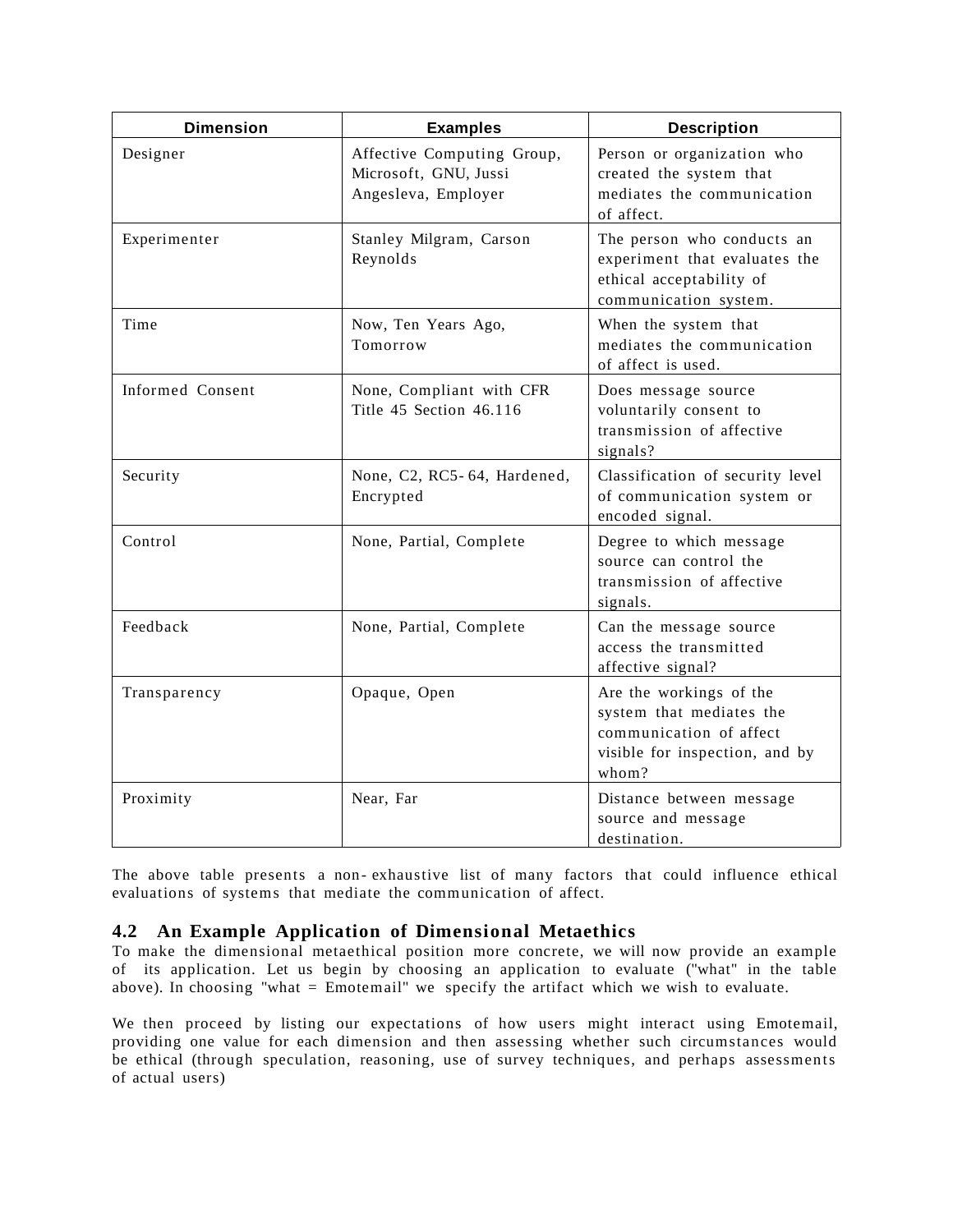| Dimension | Examples | Description |
|---|---|---|
| Designer | Affective Computing Group, Microsoft, GNU, Jussi Angesleva, Employer | Person or organization who created the system that mediates the communication of affect. |
| Experimenter | Stanley Milgram, Carson Reynolds | The person who conducts an experiment that evaluates the ethical acceptability of communication system. |
| Time | Now, Ten Years Ago, Tomorrow | When the system that mediates the communication of affect is used. |
| Informed Consent | None, Compliant with CFR Title 45 Section 46.116 | Does message source voluntarily consent to transmission of affective signals? |
| Security | None, C2, RC5-64, Hardened, Encrypted | Classification of security level of communication system or encoded signal. |
| Control | None, Partial, Complete | Degree to which message source can control the transmission of affective signals. |
| Feedback | None, Partial, Complete | Can the message source access the transmitted affective signal? |
| Transparency | Opaque, Open | Are the workings of the system that mediates the communication of affect visible for inspection, and by whom? |
| Proximity | Near, Far | Distance between message source and message destination. |

The above table presents a non-exhaustive list of many factors that could influence ethical evaluations of systems that mediate the communication of affect.

## 4.2 An Example Application of Dimensional Metaethics

To make the dimensional metaethical position more concrete, we will now provide an example of its application. Let us begin by choosing an application to evaluate ("what" in the table above). In choosing "what = Emotemail" we specify the artifact which we wish to evaluate.

We then proceed by listing our expectations of how users might interact using Emotemail, providing one value for each dimension and then assessing whether such circumstances would be ethical (through speculation, reasoning, use of survey techniques, and perhaps assessments of actual users)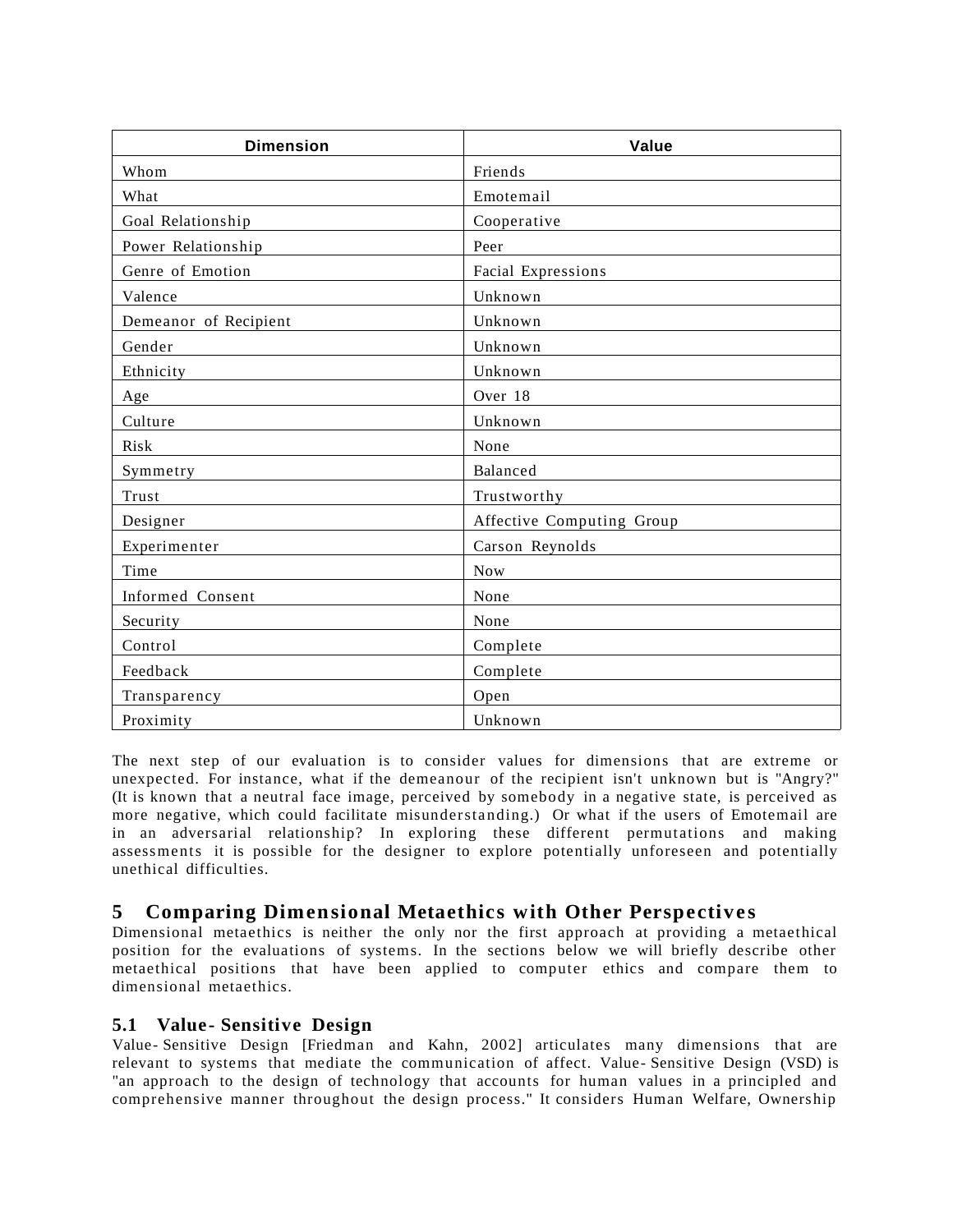| Dimension | Value |
| --- | --- |
| Whom | Friends |
| What | Emotemail |
| Goal Relationship | Cooperative |
| Power Relationship | Peer |
| Genre of Emotion | Facial Expressions |
| Valence | Unknown |
| Demeanor of Recipient | Unknown |
| Gender | Unknown |
| Ethnicity | Unknown |
| Age | Over 18 |
| Culture | Unknown |
| Risk | None |
| Symmetry | Balanced |
| Trust | Trustworthy |
| Designer | Affective Computing Group |
| Experimenter | Carson Reynolds |
| Time | Now |
| Informed Consent | None |
| Security | None |
| Control | Complete |
| Feedback | Complete |
| Transparency | Open |
| Proximity | Unknown |

The next step of our evaluation is to consider values for dimensions that are extreme or unexpected. For instance, what if the demeanour of the recipient isn't unknown but is "Angry?" (It is known that a neutral face image, perceived by somebody in a negative state, is perceived as more negative, which could facilitate misunderstanding.) Or what if the users of Emotemail are in an adversarial relationship? In exploring these different permutations and making assessments it is possible for the designer to explore potentially unforeseen and potentially unethical difficulties.

## 5 Comparing Dimensional Metaethics with Other Perspectives

Dimensional metaethics is neither the only nor the first approach at providing a metaethical position for the evaluations of systems. In the sections below we will briefly describe other metaethical positions that have been applied to computer ethics and compare them to dimensional metaethics.

### 5.1 Value-Sensitive Design

Value-Sensitive Design [Friedman and Kahn, 2002] articulates many dimensions that are relevant to systems that mediate the communication of affect. Value-Sensitive Design (VSD) is "an approach to the design of technology that accounts for human values in a principled and comprehensive manner throughout the design process." It considers Human Welfare, Ownership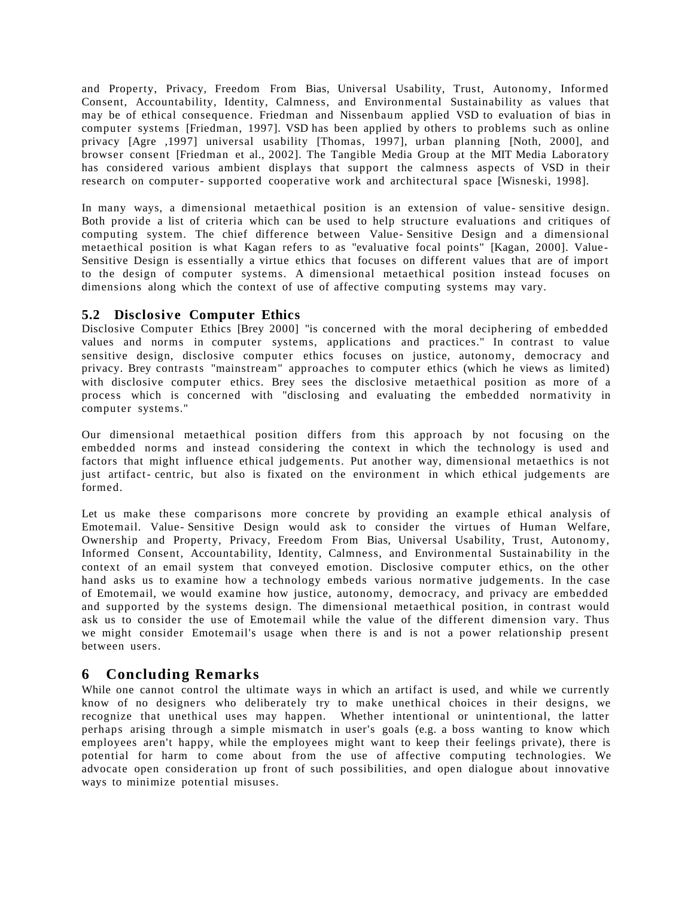and Property, Privacy, Freedom From Bias, Universal Usability, Trust, Autonomy, Informed Consent, Accountability, Identity, Calmness, and Environmental Sustainability as values that may be of ethical consequence. Friedman and Nissenbaum applied VSD to evaluation of bias in computer systems [Friedman, 1997]. VSD has been applied by others to problems such as online privacy [Agre ,1997] universal usability [Thomas, 1997], urban planning [Noth, 2000], and browser consent [Friedman et al., 2002]. The Tangible Media Group at the MIT Media Laboratory has considered various ambient displays that support the calmness aspects of VSD in their research on computer- supported cooperative work and architectural space [Wisneski, 1998].

In many ways, a dimensional metaethical position is an extension of value- sensitive design. Both provide a list of criteria which can be used to help structure evaluations and critiques of computing system. The chief difference between Value- Sensitive Design and a dimensional metaethical position is what Kagan refers to as "evaluative focal points" [Kagan, 2000]. Value-Sensitive Design is essentially a virtue ethics that focuses on different values that are of import to the design of computer systems. A dimensional metaethical position instead focuses on dimensions along which the context of use of affective computing systems may vary.

### 5.2 Disclosive Computer Ethics

Disclosive Computer Ethics [Brey 2000] "is concerned with the moral deciphering of embedded values and norms in computer systems, applications and practices." In contrast to value sensitive design, disclosive computer ethics focuses on justice, autonomy, democracy and privacy. Brey contrasts "mainstream" approaches to computer ethics (which he views as limited) with disclosive computer ethics. Brey sees the disclosive metaethical position as more of a process which is concerned with "disclosing and evaluating the embedded normativity in computer systems."

Our dimensional metaethical position differs from this approach by not focusing on the embedded norms and instead considering the context in which the technology is used and factors that might influence ethical judgements. Put another way, dimensional metaethics is not just artifact- centric, but also is fixated on the environment in which ethical judgements are formed.

Let us make these comparisons more concrete by providing an example ethical analysis of Emotemail. Value- Sensitive Design would ask to consider the virtues of Human Welfare, Ownership and Property, Privacy, Freedom From Bias, Universal Usability, Trust, Autonomy, Informed Consent, Accountability, Identity, Calmness, and Environmental Sustainability in the context of an email system that conveyed emotion. Disclosive computer ethics, on the other hand asks us to examine how a technology embeds various normative judgements. In the case of Emotemail, we would examine how justice, autonomy, democracy, and privacy are embedded and supported by the systems design. The dimensional metaethical position, in contrast would ask us to consider the use of Emotemail while the value of the different dimension vary. Thus we might consider Emotemail's usage when there is and is not a power relationship present between users.

## 6 Concluding Remarks

While one cannot control the ultimate ways in which an artifact is used, and while we currently know of no designers who deliberately try to make unethical choices in their designs, we recognize that unethical uses may happen. Whether intentional or unintentional, the latter perhaps arising through a simple mismatch in user's goals (e.g. a boss wanting to know which employees aren't happy, while the employees might want to keep their feelings private), there is potential for harm to come about from the use of affective computing technologies. We advocate open consideration up front of such possibilities, and open dialogue about innovative ways to minimize potential misuses.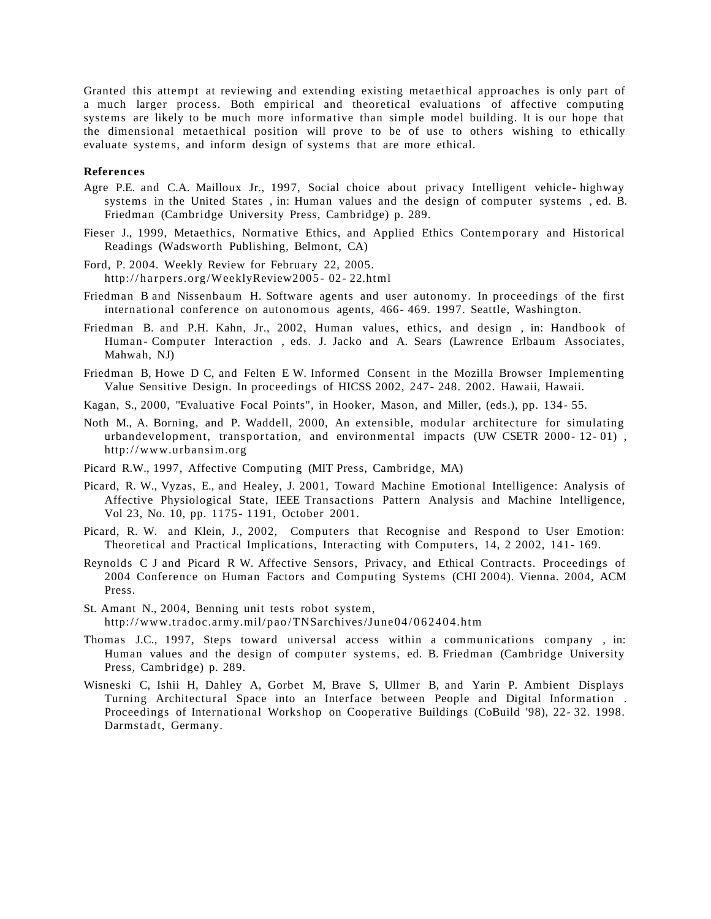Granted this attempt at reviewing and extending existing metaethical approaches is only part of a much larger process. Both empirical and theoretical evaluations of affective computing systems are likely to be much more informative than simple model building. It is our hope that the dimensional metaethical position will prove to be of use to others wishing to ethically evaluate systems, and inform design of systems that are more ethical.

**References**

Agre P.E. and C.A. Mailloux Jr., 1997, Social choice about privacy Intelligent vehicle-highway systems in the United States , in: Human values and the design of computer systems , ed. B. Friedman (Cambridge University Press, Cambridge) p. 289.

Fieser J., 1999, Metaethics, Normative Ethics, and Applied Ethics Contemporary and Historical Readings (Wadsworth Publishing, Belmont, CA)

Ford, P. 2004. Weekly Review for February 22, 2005. http://harpers.org/WeeklyReview2005-02-22.html

Friedman B and Nissenbaum H. Software agents and user autonomy. In proceedings of the first international conference on autonomous agents, 466-469. 1997. Seattle, Washington.

Friedman B. and P.H. Kahn, Jr., 2002, Human values, ethics, and design , in: Handbook of Human-Computer Interaction , eds. J. Jacko and A. Sears (Lawrence Erlbaum Associates, Mahwah, NJ)

Friedman B, Howe D C, and Felten E W. Informed Consent in the Mozilla Browser Implementing Value Sensitive Design. In proceedings of HICSS 2002, 247-248. 2002. Hawaii, Hawaii.

Kagan, S., 2000, "Evaluative Focal Points", in Hooker, Mason, and Miller, (eds.), pp. 134-55.

Noth M., A. Borning, and P. Waddell, 2000, An extensible, modular architecture for simulating urbandevelopment, transportation, and environmental impacts (UW CSETR 2000-12-01) , http://www.urbansim.org

Picard R.W., 1997, Affective Computing (MIT Press, Cambridge, MA)

Picard, R. W., Vyzas, E., and Healey, J. 2001, Toward Machine Emotional Intelligence: Analysis of Affective Physiological State, IEEE Transactions Pattern Analysis and Machine Intelligence, Vol 23, No. 10, pp. 1175-1191, October 2001.

Picard, R. W. and Klein, J., 2002, Computers that Recognise and Respond to User Emotion: Theoretical and Practical Implications, Interacting with Computers, 14, 2 2002, 141-169.

Reynolds C J and Picard R W. Affective Sensors, Privacy, and Ethical Contracts. Proceedings of 2004 Conference on Human Factors and Computing Systems (CHI 2004). Vienna. 2004, ACM Press.

St. Amant N., 2004, Benning unit tests robot system, http://www.tradoc.army.mil/pao/TNSarchives/June04/062404.htm

Thomas J.C., 1997, Steps toward universal access within a communications company , in: Human values and the design of computer systems, ed. B. Friedman (Cambridge University Press, Cambridge) p. 289.

Wisneski C, Ishii H, Dahley A, Gorbet M, Brave S, Ullmer B, and Yarin P. Ambient Displays Turning Architectural Space into an Interface between People and Digital Information . Proceedings of International Workshop on Cooperative Buildings (CoBuild '98), 22-32. 1998. Darmstadt, Germany.